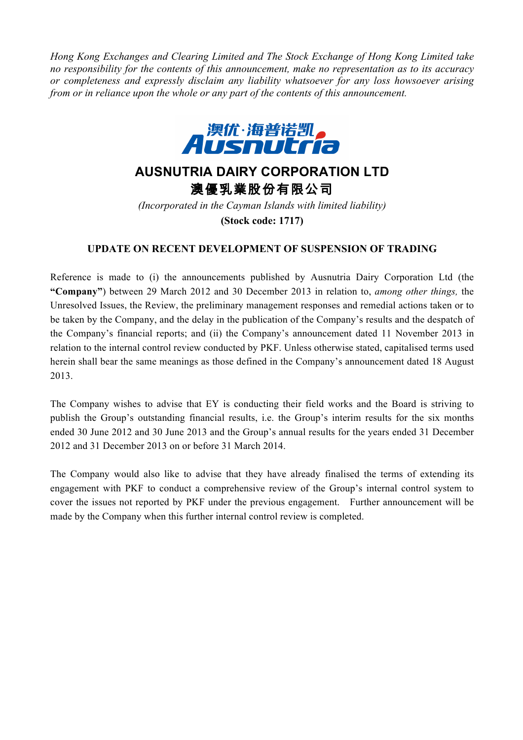*Hong Kong Exchanges and Clearing Limited and The Stock Exchange of Hong Kong Limited take no responsibility for the contents of this announcement, make no representation as to its accuracy or completeness and expressly disclaim any liability whatsoever for any loss howsoever arising from or in reliance upon the whole or any part of the contents of this announcement.*

澳优·海普诺凯
Ausnutria

# AUSNUTRIA DAIRY CORPORATION LTD
# 澳優乳業股份有限公司

*(Incorporated in the Cayman Islands with limited liability)*

**(Stock code: 1717)**

## UPDATE ON RECENT DEVELOPMENT OF SUSPENSION OF TRADING

Reference is made to (i) the announcements published by Ausnutria Dairy Corporation Ltd (the **"Company"**) between 29 March 2012 and 30 December 2013 in relation to, *among other things,* the Unresolved Issues, the Review, the preliminary management responses and remedial actions taken or to be taken by the Company, and the delay in the publication of the Company's results and the despatch of the Company's financial reports; and (ii) the Company's announcement dated 11 November 2013 in relation to the internal control review conducted by PKF. Unless otherwise stated, capitalised terms used herein shall bear the same meanings as those defined in the Company's announcement dated 18 August 2013.

The Company wishes to advise that EY is conducting their field works and the Board is striving to publish the Group's outstanding financial results, i.e. the Group's interim results for the six months ended 30 June 2012 and 30 June 2013 and the Group's annual results for the years ended 31 December 2012 and 31 December 2013 on or before 31 March 2014.

The Company would also like to advise that they have already finalised the terms of extending its engagement with PKF to conduct a comprehensive review of the Group's internal control system to cover the issues not reported by PKF under the previous engagement. Further announcement will be made by the Company when this further internal control review is completed.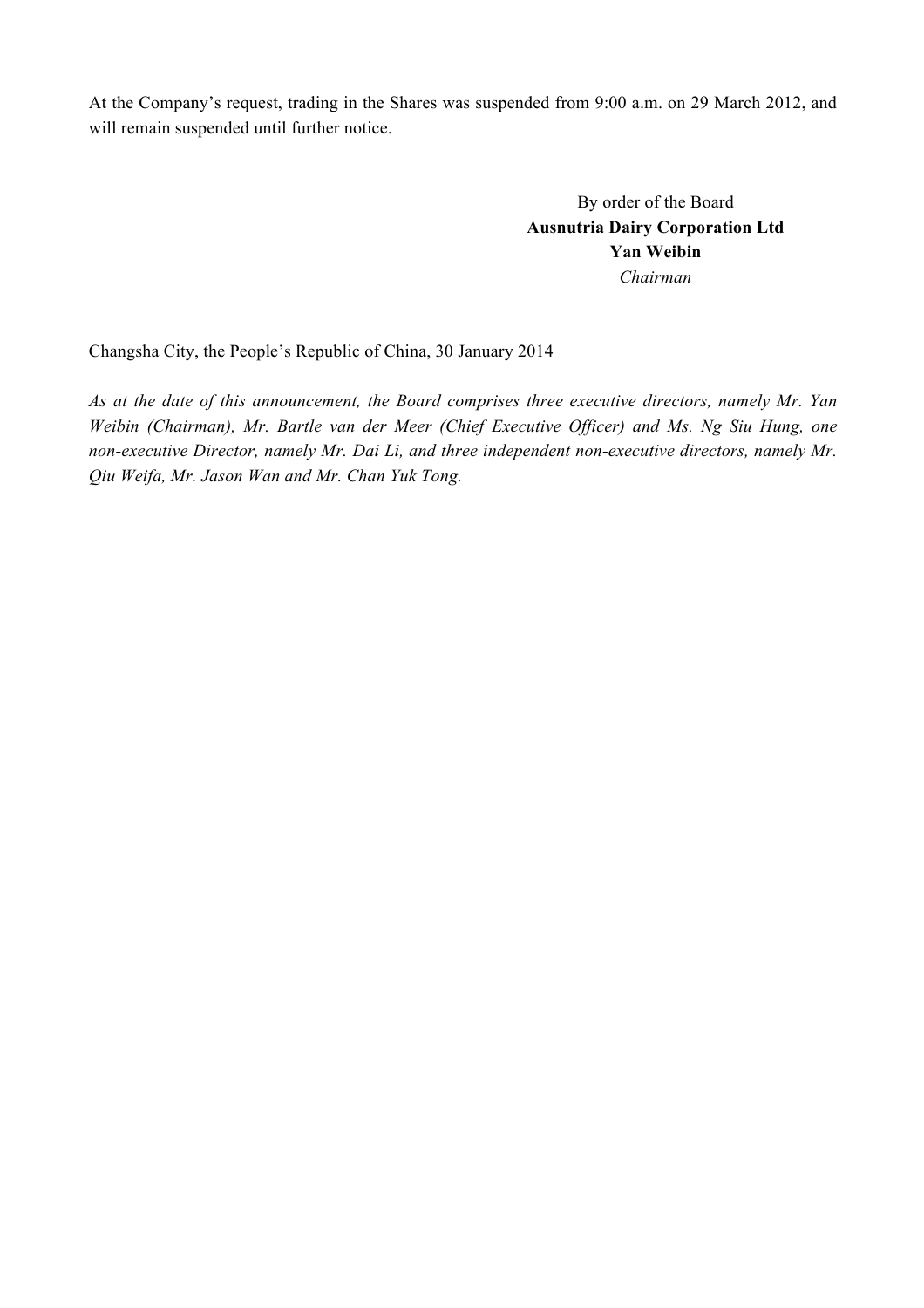At the Company's request, trading in the Shares was suspended from 9:00 a.m. on 29 March 2012, and will remain suspended until further notice.

By order of the Board
**Ausnutria Dairy Corporation Ltd**
**Yan Weibin**
*Chairman*

Changsha City, the People's Republic of China, 30 January 2014

*As at the date of this announcement, the Board comprises three executive directors, namely Mr. Yan Weibin (Chairman), Mr. Bartle van der Meer (Chief Executive Officer) and Ms. Ng Siu Hung, one non-executive Director, namely Mr. Dai Li, and three independent non-executive directors, namely Mr. Qiu Weifa, Mr. Jason Wan and Mr. Chan Yuk Tong.*